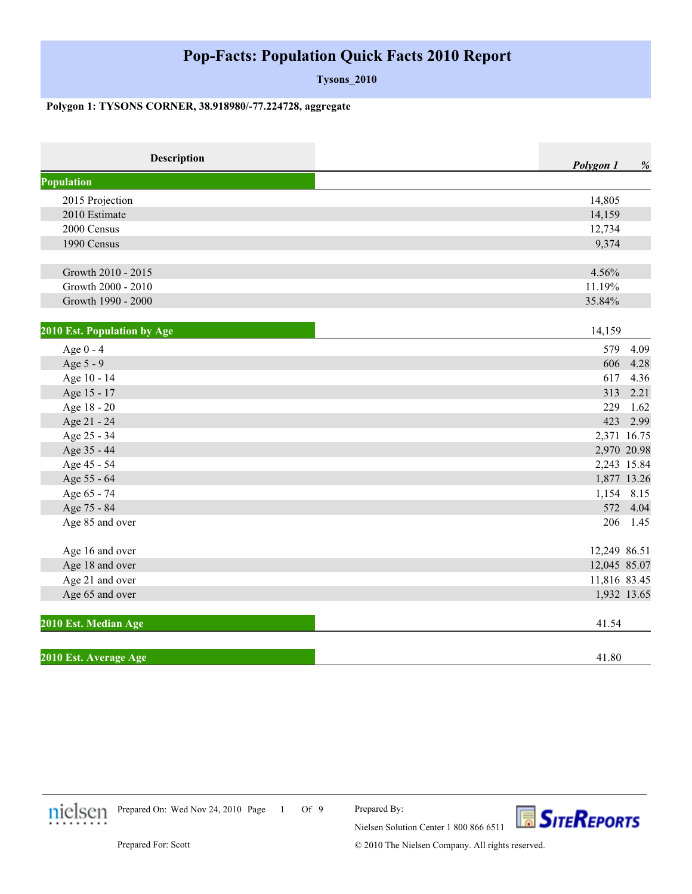# Pop-Facts: Population Quick Facts 2010 Report

**Tysons_2010**

**Polygon 1: TYSONS CORNER, 38.918980/-77.224728, aggregate**

| Description | *Polygon 1* | *%* |
|---|---|---|
| **Population** | | |
| 2015 Projection | 14,805 | |
| 2010 Estimate | 14,159 | |
| 2000 Census | 12,734 | |
| 1990 Census | 9,374 | |
| | | |
| Growth 2010 - 2015 | 4.56% | |
| Growth 2000 - 2010 | 11.19% | |
| Growth 1990 - 2000 | 35.84% | |
| | | |
| **2010 Est. Population by Age** | 14,159 | |
| Age 0 - 4 | 579 | 4.09 |
| Age 5 - 9 | 606 | 4.28 |
| Age 10 - 14 | 617 | 4.36 |
| Age 15 - 17 | 313 | 2.21 |
| Age 18 - 20 | 229 | 1.62 |
| Age 21 - 24 | 423 | 2.99 |
| Age 25 - 34 | 2,371 | 16.75 |
| Age 35 - 44 | 2,970 | 20.98 |
| Age 45 - 54 | 2,243 | 15.84 |
| Age 55 - 64 | 1,877 | 13.26 |
| Age 65 - 74 | 1,154 | 8.15 |
| Age 75 - 84 | 572 | 4.04 |
| Age 85 and over | 206 | 1.45 |
| | | |
| Age 16 and over | 12,249 | 86.51 |
| Age 18 and over | 12,045 | 85.07 |
| Age 21 and over | 11,816 | 83.45 |
| Age 65 and over | 1,932 | 13.65 |
| | | |
| **2010 Est. Median Age** | 41.54 | |
| | | |
| **2010 Est. Average Age** | 41.80 | |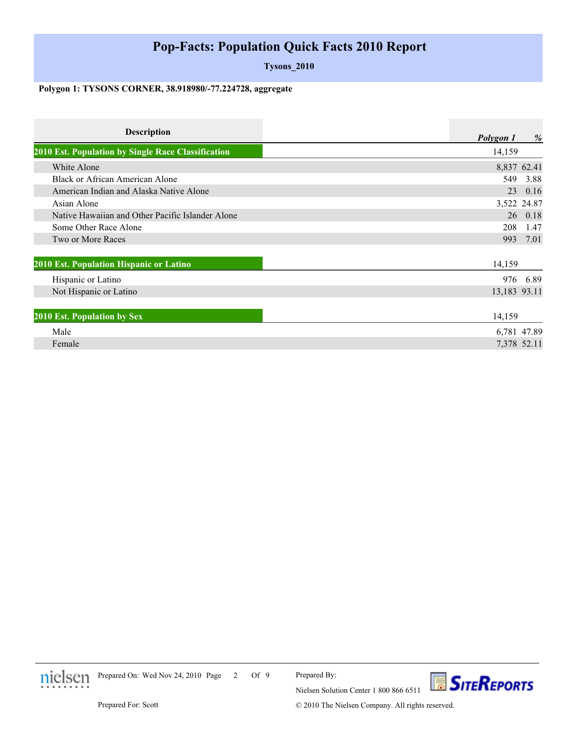# Pop-Facts: Population Quick Facts 2010 Report

**Tysons_2010**

**Polygon 1: TYSONS CORNER, 38.918980/-77.224728, aggregate**

| Description | *Polygon 1* | *%* |
|---|---|---|
| **2010 Est. Population by Single Race Classification** | 14,159 | |
| White Alone | 8,837 | 62.41 |
| Black or African American Alone | 549 | 3.88 |
| American Indian and Alaska Native Alone | 23 | 0.16 |
| Asian Alone | 3,522 | 24.87 |
| Native Hawaiian and Other Pacific Islander Alone | 26 | 0.18 |
| Some Other Race Alone | 208 | 1.47 |
| Two or More Races | 993 | 7.01 |
| **2010 Est. Population Hispanic or Latino** | 14,159 | |
| Hispanic or Latino | 976 | 6.89 |
| Not Hispanic or Latino | 13,183 | 93.11 |
| **2010 Est. Population by Sex** | 14,159 | |
| Male | 6,781 | 47.89 |
| Female | 7,378 | 52.11 |

Prepared On: Wed Nov 24, 2010

Prepared For: Scott

Prepared By:

Nielsen Solution Center 1 800 866 6511

© 2010 The Nielsen Company. All rights reserved.